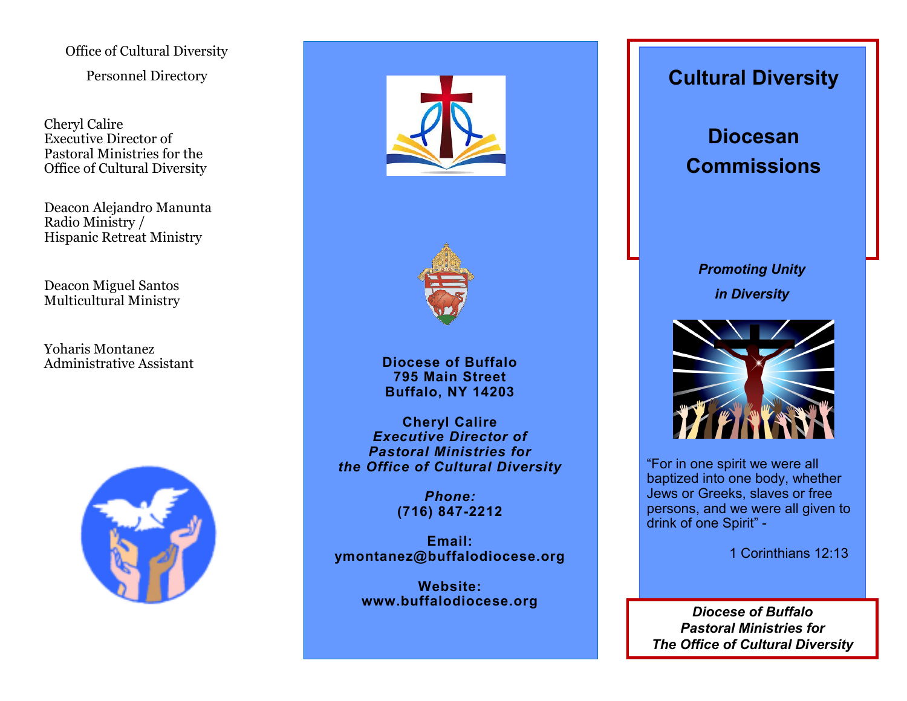Office of Cultural Diversity

Personnel Directory

Cheryl Calire
Executive Director of
Pastoral Ministries for the
Office of Cultural Diversity

Deacon Alejandro Manunta
Radio Ministry /
Hispanic Retreat Ministry

Deacon Miguel Santos
Multicultural Ministry

Yoharis Montanez
Administrative Assistant

**Diocese of Buffalo**
**795 Main Street**
**Buffalo, NY 14203**

**Cheryl Calire**
***Executive Director of***
***Pastoral Ministries for***
***the Office of Cultural Diversity***

***Phone:***
**(716) 847-2212**

**Email:**
**ymontanez@buffalodiocese.org**

**Website:**
**www.buffalodiocese.org**

# Cultural Diversity

# Diocesan Commissions

***Promoting Unity***

***in Diversity***

"For in one spirit we were all baptized into one body, whether Jews or Greeks, slaves or free persons, and we were all given to drink of one Spirit" -

1 Corinthians 12:13

***Diocese of Buffalo***
***Pastoral Ministries for***
***The Office of Cultural Diversity***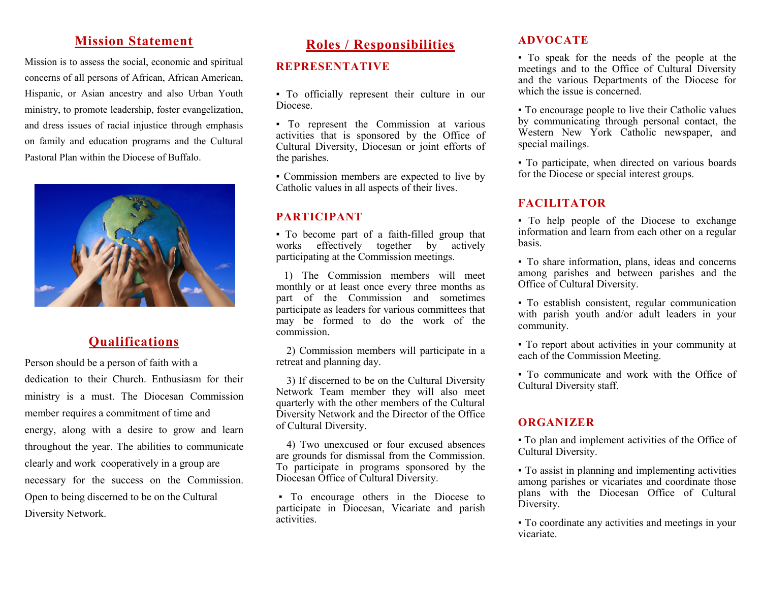## Mission Statement

Mission is to assess the social, economic and spiritual concerns of all persons of African, African American, Hispanic, or Asian ancestry and also Urban Youth ministry, to promote leadership, foster evangelization, and dress issues of racial injustice through emphasis on family and education programs and the Cultural Pastoral Plan within the Diocese of Buffalo.

## Qualifications

Person should be a person of faith with a dedication to their Church. Enthusiasm for their ministry is a must. The Diocesan Commission member requires a commitment of time and energy, along with a desire to grow and learn throughout the year. The abilities to communicate clearly and work cooperatively in a group are necessary for the success on the Commission. Open to being discerned to be on the Cultural Diversity Network.

## Roles / Responsibilities

### REPRESENTATIVE

▪ To officially represent their culture in our Diocese.

▪ To represent the Commission at various activities that is sponsored by the Office of Cultural Diversity, Diocesan or joint efforts of the parishes.

▪ Commission members are expected to live by Catholic values in all aspects of their lives.

### PARTICIPANT

▪ To become part of a faith-filled group that works effectively together by actively participating at the Commission meetings.

1) The Commission members will meet monthly or at least once every three months as part of the Commission and sometimes participate as leaders for various committees that may be formed to do the work of the commission.

2) Commission members will participate in a retreat and planning day.

3) If discerned to be on the Cultural Diversity Network Team member they will also meet quarterly with the other members of the Cultural Diversity Network and the Director of the Office of Cultural Diversity.

4) Two unexcused or four excused absences are grounds for dismissal from the Commission. To participate in programs sponsored by the Diocesan Office of Cultural Diversity.

▪ To encourage others in the Diocese to participate in Diocesan, Vicariate and parish activities.

### ADVOCATE

▪ To speak for the needs of the people at the meetings and to the Office of Cultural Diversity and the various Departments of the Diocese for which the issue is concerned.

▪ To encourage people to live their Catholic values by communicating through personal contact, the Western New York Catholic newspaper, and special mailings.

▪ To participate, when directed on various boards for the Diocese or special interest groups.

### FACILITATOR

▪ To help people of the Diocese to exchange information and learn from each other on a regular basis.

▪ To share information, plans, ideas and concerns among parishes and between parishes and the Office of Cultural Diversity.

▪ To establish consistent, regular communication with parish youth and/or adult leaders in your community.

▪ To report about activities in your community at each of the Commission Meeting.

▪ To communicate and work with the Office of Cultural Diversity staff.

### ORGANIZER

▪ To plan and implement activities of the Office of Cultural Diversity.

▪ To assist in planning and implementing activities among parishes or vicariates and coordinate those plans with the Diocesan Office of Cultural Diversity.

▪ To coordinate any activities and meetings in your vicariate.